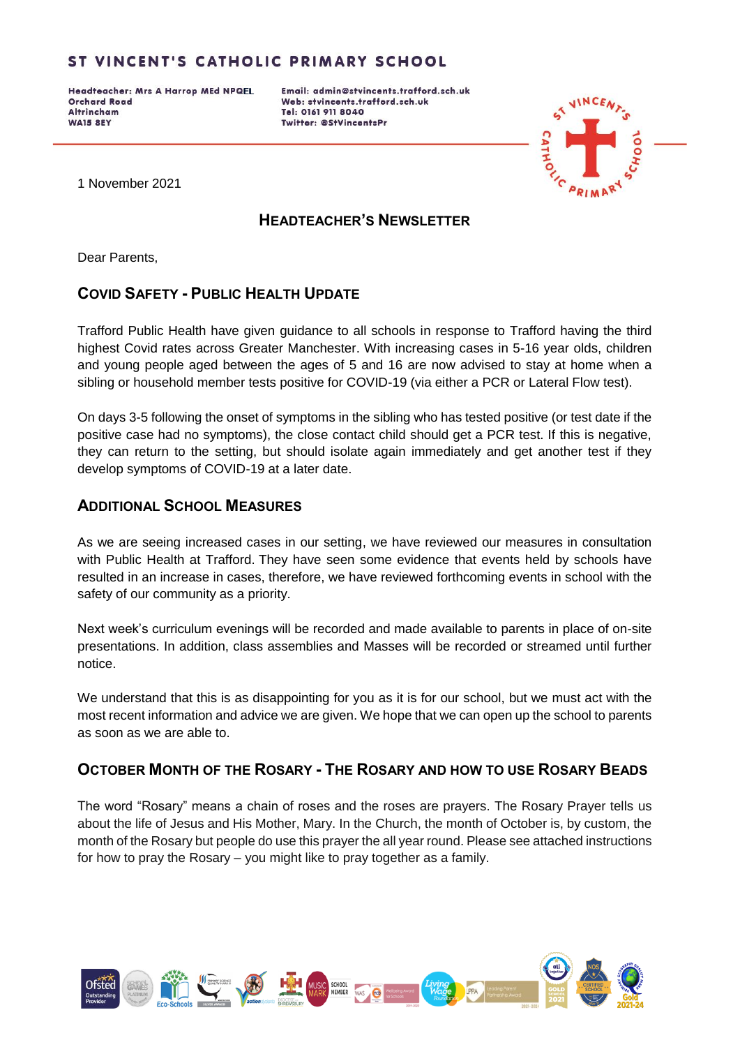# ST VINCENT'S CATHOLIC PRIMARY SCHOOL

**Headteacher: Mrs A Harrop MEd NPQEL**
**Orchard Road**
**Altrincham**
**WA15 8EY**

**Email: admin@stvincents.trafford.sch.uk**
**Web: stvincents.trafford.sch.uk**
**Tel: 0161 911 8040**
**Twitter: @StVincentsPr**

1 November 2021

## HEADTEACHER'S NEWSLETTER

Dear Parents,

### COVID SAFETY - PUBLIC HEALTH UPDATE

Trafford Public Health have given guidance to all schools in response to Trafford having the third highest Covid rates across Greater Manchester. With increasing cases in 5-16 year olds, children and young people aged between the ages of 5 and 16 are now advised to stay at home when a sibling or household member tests positive for COVID-19 (via either a PCR or Lateral Flow test).

On days 3-5 following the onset of symptoms in the sibling who has tested positive (or test date if the positive case had no symptoms), the close contact child should get a PCR test. If this is negative, they can return to the setting, but should isolate again immediately and get another test if they develop symptoms of COVID-19 at a later date.

### ADDITIONAL SCHOOL MEASURES

As we are seeing increased cases in our setting, we have reviewed our measures in consultation with Public Health at Trafford. They have seen some evidence that events held by schools have resulted in an increase in cases, therefore, we have reviewed forthcoming events in school with the safety of our community as a priority.

Next week's curriculum evenings will be recorded and made available to parents in place of on-site presentations. In addition, class assemblies and Masses will be recorded or streamed until further notice.

We understand that this is as disappointing for you as it is for our school, but we must act with the most recent information and advice we are given. We hope that we can open up the school to parents as soon as we are able to.

### OCTOBER MONTH OF THE ROSARY - THE ROSARY AND HOW TO USE ROSARY BEADS

The word "Rosary" means a chain of roses and the roses are prayers. The Rosary Prayer tells us about the life of Jesus and His Mother, Mary. In the Church, the month of October is, by custom, the month of the Rosary but people do use this prayer the all year round. Please see attached instructions for how to pray the Rosary – you might like to pray together as a family.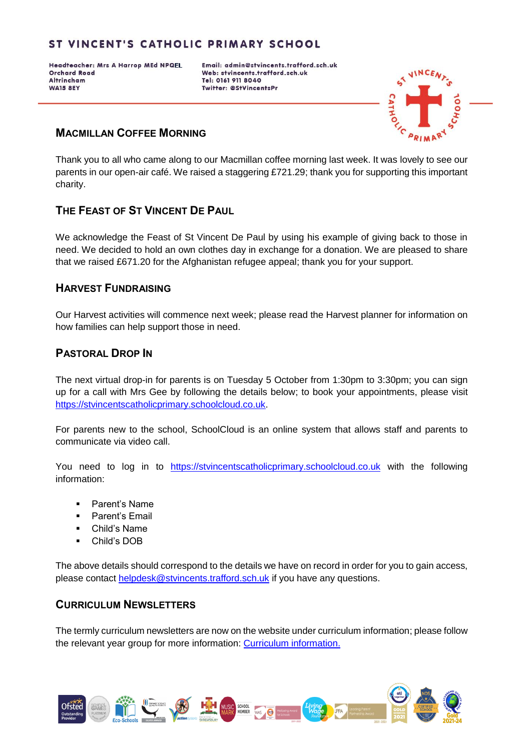# ST VINCENT'S CATHOLIC PRIMARY SCHOOL

**Headteacher: Mrs A Harrop MEd NPQEL**
**Orchard Road**
**Altrincham**
**WA15 8EY**

**Email: admin@stvincents.trafford.sch.uk**
**Web: stvincents.trafford.sch.uk**
**Tel: 0161 911 8040**
**Twitter: @StVincentsPr**

## MACMILLAN COFFEE MORNING

Thank you to all who came along to our Macmillan coffee morning last week. It was lovely to see our parents in our open-air café. We raised a staggering £721.29; thank you for supporting this important charity.

## THE FEAST OF ST VINCENT DE PAUL

We acknowledge the Feast of St Vincent De Paul by using his example of giving back to those in need. We decided to hold an own clothes day in exchange for a donation. We are pleased to share that we raised £671.20 for the Afghanistan refugee appeal; thank you for your support.

## HARVEST FUNDRAISING

Our Harvest activities will commence next week; please read the Harvest planner for information on how families can help support those in need.

## PASTORAL DROP IN

The next virtual drop-in for parents is on Tuesday 5 October from 1:30pm to 3:30pm; you can sign up for a call with Mrs Gee by following the details below; to book your appointments, please visit https://stvincentscatholicprimary.schoolcloud.co.uk.

For parents new to the school, SchoolCloud is an online system that allows staff and parents to communicate via video call.

You need to log in to https://stvincentscatholicprimary.schoolcloud.co.uk with the following information:

- Parent's Name
- Parent's Email
- Child's Name
- Child's DOB

The above details should correspond to the details we have on record in order for you to gain access, please contact helpdesk@stvincents.trafford.sch.uk if you have any questions.

## CURRICULUM NEWSLETTERS

The termly curriculum newsletters are now on the website under curriculum information; please follow the relevant year group for more information: Curriculum information.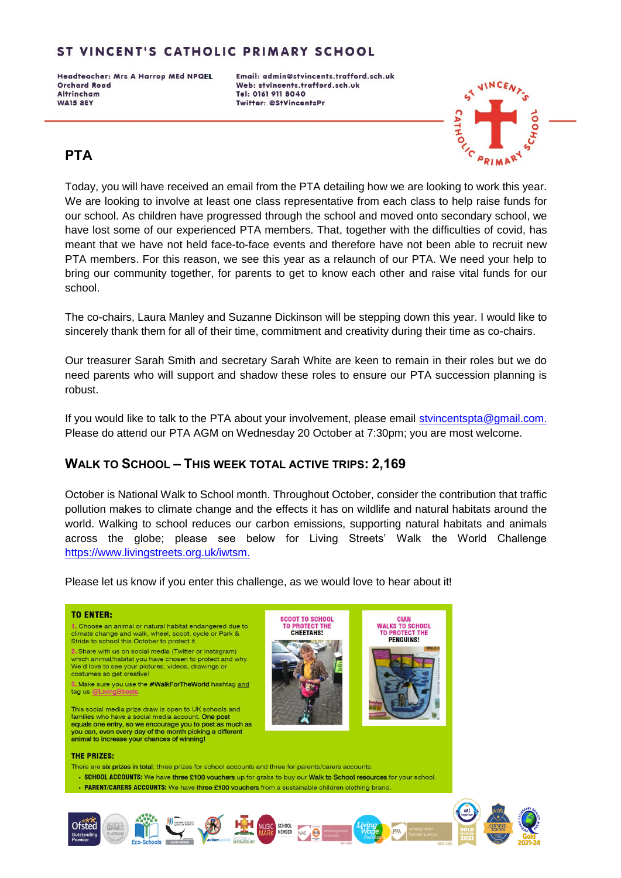# ST VINCENT'S CATHOLIC PRIMARY SCHOOL

**Headteacher: Mrs A Harrop MEd NPQEL**
**Orchard Road**
**Altrincham**
**WA15 8EY**

**Email: admin@stvincents.trafford.sch.uk**
**Web: stvincents.trafford.sch.uk**
**Tel: 0161 911 8040**
**Twitter: @StVincentsPr**

## PTA

Today, you will have received an email from the PTA detailing how we are looking to work this year. We are looking to involve at least one class representative from each class to help raise funds for our school. As children have progressed through the school and moved onto secondary school, we have lost some of our experienced PTA members. That, together with the difficulties of covid, has meant that we have not held face-to-face events and therefore have not been able to recruit new PTA members. For this reason, we see this year as a relaunch of our PTA. We need your help to bring our community together, for parents to get to know each other and raise vital funds for our school.

The co-chairs, Laura Manley and Suzanne Dickinson will be stepping down this year. I would like to sincerely thank them for all of their time, commitment and creativity during their time as co-chairs.

Our treasurer Sarah Smith and secretary Sarah White are keen to remain in their roles but we do need parents who will support and shadow these roles to ensure our PTA succession planning is robust.

If you would like to talk to the PTA about your involvement, please email stvincentspta@gmail.com. Please do attend our PTA AGM on Wednesday 20 October at 7:30pm; you are most welcome.

## WALK TO SCHOOL – THIS WEEK TOTAL ACTIVE TRIPS: 2,169

October is National Walk to School month. Throughout October, consider the contribution that traffic pollution makes to climate change and the effects it has on wildlife and natural habitats around the world. Walking to school reduces our carbon emissions, supporting natural habitats and animals across the globe; please see below for Living Streets' Walk the World Challenge https://www.livingstreets.org.uk/iwtsm.

Please let us know if you enter this challenge, as we would love to hear about it!

**TO ENTER:**

1. Choose an animal or natural habitat endangered due to climate change and walk, wheel, scoot, cycle or Park & Stride to school this October to protect it.
2. Share with us on social media (Twitter or Instagram) which animal/habitat you have chosen to protect and why. We'd love to see your pictures, videos, drawings or costumes so get creative!
3. Make sure you use the **#WalkForTheWorld** hashtag and tag us @LivingStreets.

This social media prize draw is open to UK schools and families who have a social media account. **One post equals one entry, so we encourage you to post as much as you can, even every day of the month picking a different animal to increase your chances of winning!**

**SCOOT TO SCHOOL TO PROTECT THE CHEETAHS!**

**CIAN WALKS TO SCHOOL TO PROTECT THE PENGUINS!**

**THE PRIZES:**

There are **six prizes in total**; three prizes for school accounts and three for parents/carers accounts.

- **SCHOOL ACCOUNTS:** We have **three £100 vouchers** up for grabs to buy our **Walk to School resources** for your school.
- **PARENT/CARERS ACCOUNTS:** We have **three £100 vouchers** from a sustainable children clothing brand.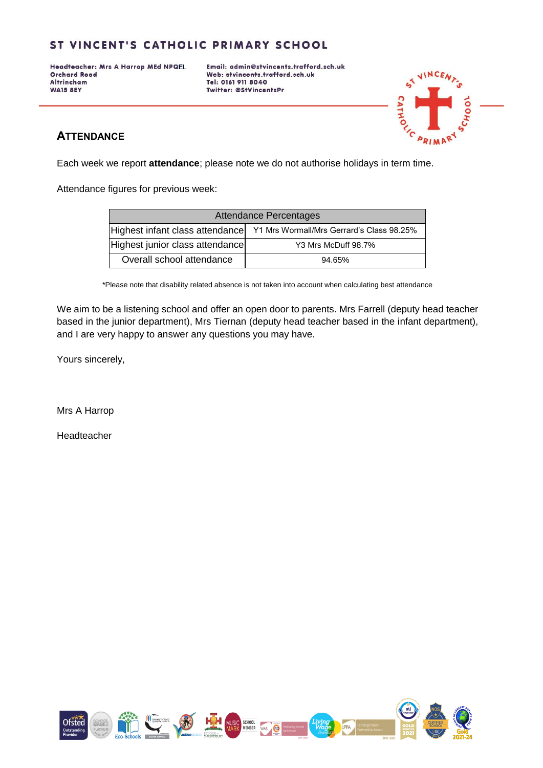# ST VINCENT'S CATHOLIC PRIMARY SCHOOL

**Headteacher: Mrs A Harrop MEd NPQEL**
**Orchard Road**
**Altrincham**
**WA15 8EY**

**Email: admin@stvincents.trafford.sch.uk**
**Web: stvincents.trafford.sch.uk**
**Tel: 0161 911 8040**
**Twitter: @StVincentsPr**

## ATTENDANCE

Each week we report **attendance**; please note we do not authorise holidays in term time.

Attendance figures for previous week:

| Attendance Percentages | |
|---|---|
| Highest infant class attendance | Y1 Mrs Wormall/Mrs Gerrard's Class 98.25% |
| Highest junior class attendance | Y3 Mrs McDuff 98.7% |
| Overall school attendance | 94.65% |

*Please note that disability related absence is not taken into account when calculating best attendance

We aim to be a listening school and offer an open door to parents. Mrs Farrell (deputy head teacher based in the junior department), Mrs Tiernan (deputy head teacher based in the infant department), and I are very happy to answer any questions you may have.

Yours sincerely,

Mrs A Harrop

Headteacher